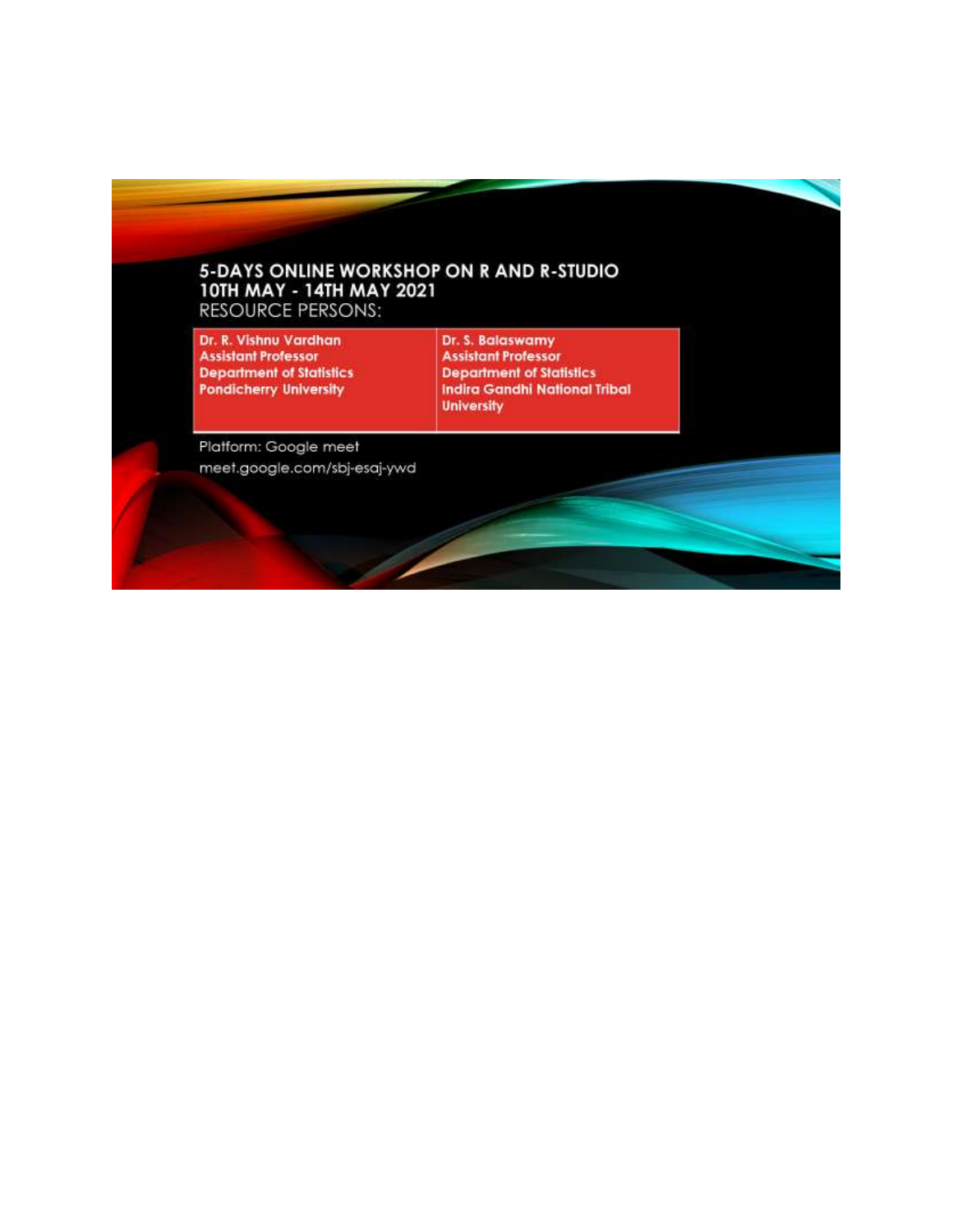# 5-DAYS ONLINE WORKSHOP ON R AND R-STUDIO
## 10TH MAY - 14TH MAY 2021

RESOURCE PERSONS:

| **Dr. R. Vishnu Vardhan**<br>**Assistant Professor**<br>**Department of Statistics**<br>**Pondicherry University** | **Dr. S. Balaswamy**<br>**Assistant Professor**<br>**Department of Statistics**<br>**Indira Gandhi National Tribal University** |
| --- | --- |

Platform: Google meet

meet.google.com/sbj-esaj-ywd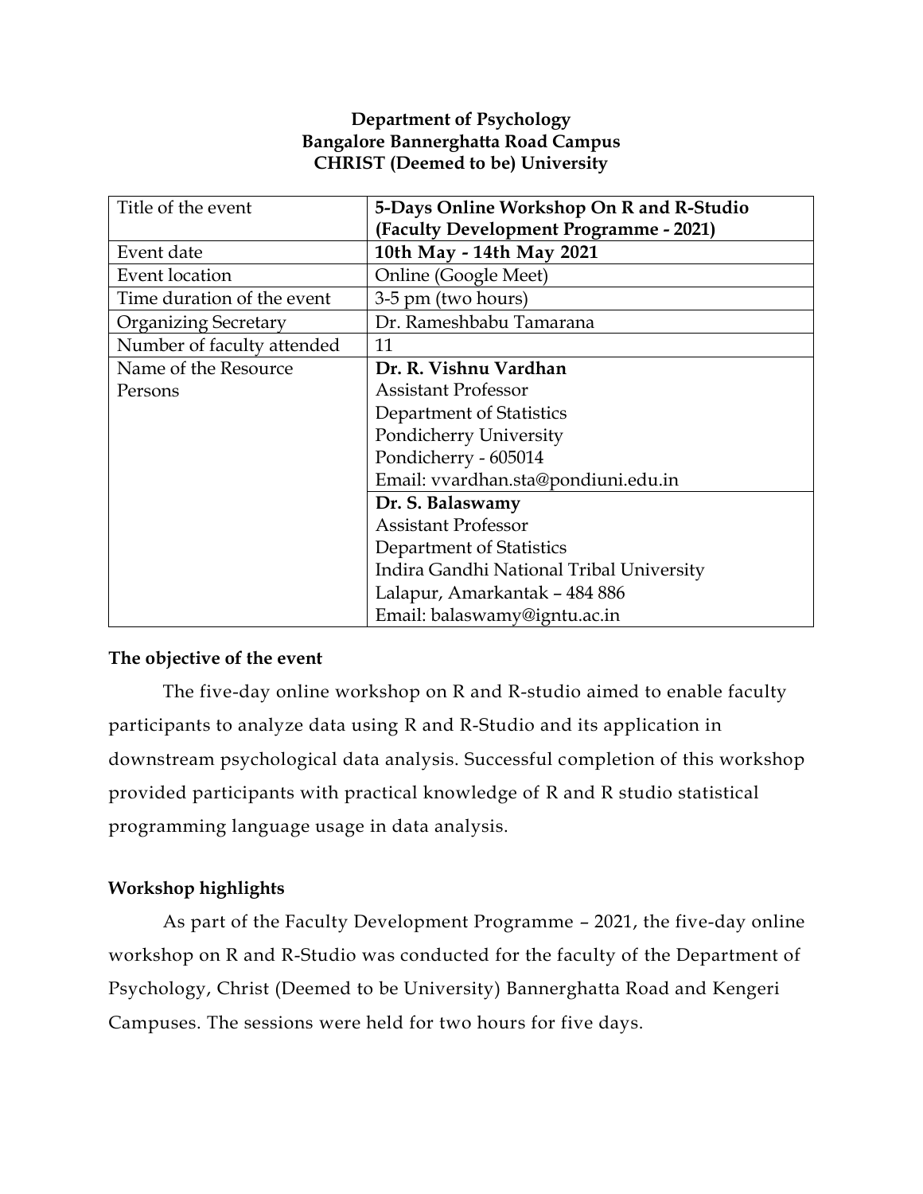**Department of Psychology**
**Bangalore Bannerghatta Road Campus**
**CHRIST (Deemed to be) University**

| Title of the event | **5-Days Online Workshop On R and R-Studio (Faculty Development Programme - 2021)** |
|---|---|
| Event date | **10th May - 14th May 2021** |
| Event location | Online (Google Meet) |
| Time duration of the event | 3-5 pm (two hours) |
| Organizing Secretary | Dr. Rameshbabu Tamarana |
| Number of faculty attended | 11 |
| Name of the Resource Persons | **Dr. R. Vishnu Vardhan**<br>Assistant Professor<br>Department of Statistics<br>Pondicherry University<br>Pondicherry - 605014<br>Email: vvardhan.sta@pondiuni.edu.in |
| | **Dr. S. Balaswamy**<br>Assistant Professor<br>Department of Statistics<br>Indira Gandhi National Tribal University<br>Lalapur, Amarkantak – 484 886<br>Email: balaswamy@igntu.ac.in |

**The objective of the event**

The five-day online workshop on R and R-studio aimed to enable faculty participants to analyze data using R and R-Studio and its application in downstream psychological data analysis. Successful completion of this workshop provided participants with practical knowledge of R and R studio statistical programming language usage in data analysis.

**Workshop highlights**

As part of the Faculty Development Programme – 2021, the five-day online workshop on R and R-Studio was conducted for the faculty of the Department of Psychology, Christ (Deemed to be University) Bannerghatta Road and Kengeri Campuses. The sessions were held for two hours for five days.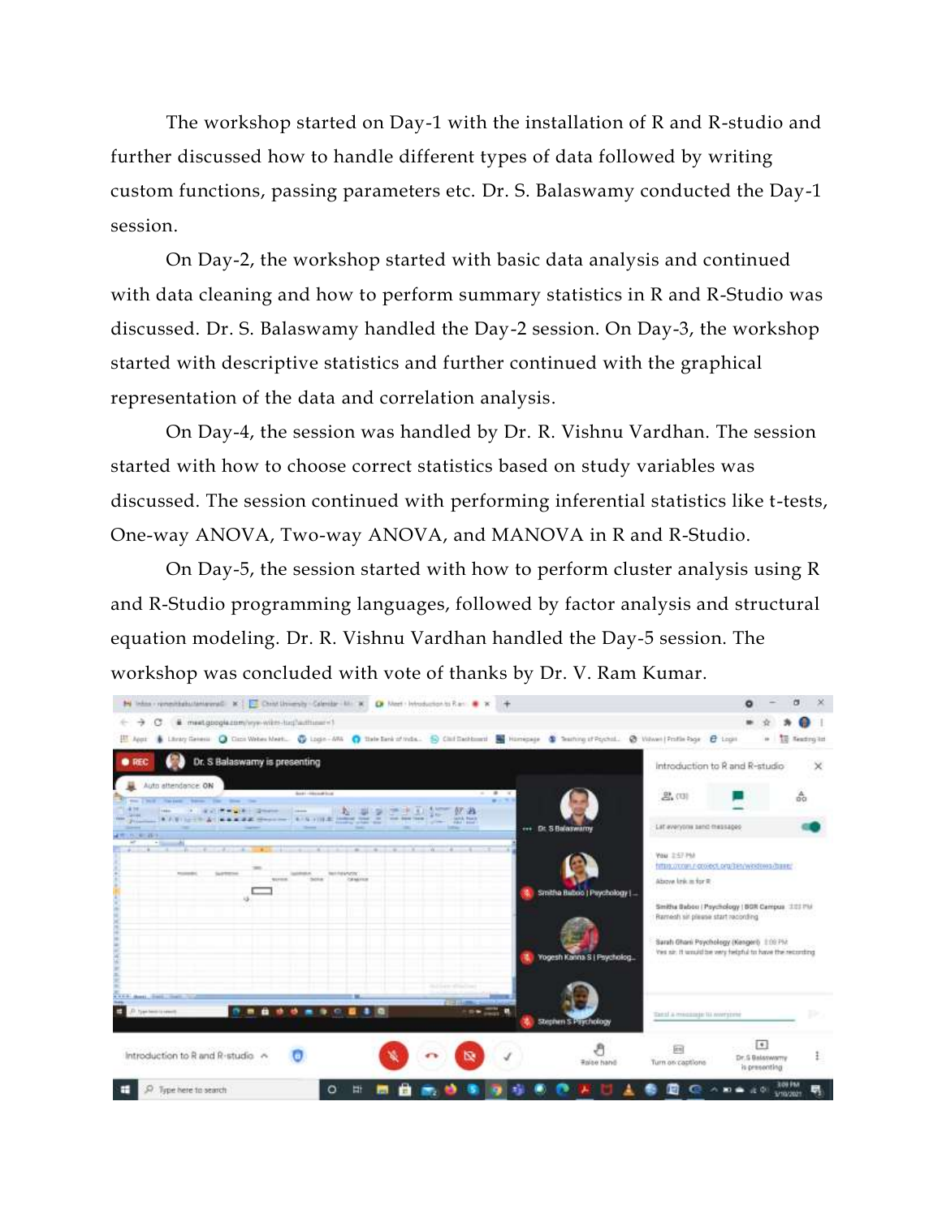The workshop started on Day-1 with the installation of R and R-studio and further discussed how to handle different types of data followed by writing custom functions, passing parameters etc. Dr. S. Balaswamy conducted the Day-1 session.

On Day-2, the workshop started with basic data analysis and continued with data cleaning and how to perform summary statistics in R and R-Studio was discussed. Dr. S. Balaswamy handled the Day-2 session. On Day-3, the workshop started with descriptive statistics and further continued with the graphical representation of the data and correlation analysis.

On Day-4, the session was handled by Dr. R. Vishnu Vardhan. The session started with how to choose correct statistics based on study variables was discussed. The session continued with performing inferential statistics like t-tests, One-way ANOVA, Two-way ANOVA, and MANOVA in R and R-Studio.

On Day-5, the session started with how to perform cluster analysis using R and R-Studio programming languages, followed by factor analysis and structural equation modeling. Dr. R. Vishnu Vardhan handled the Day-5 session. The workshop was concluded with vote of thanks by Dr. V. Ram Kumar.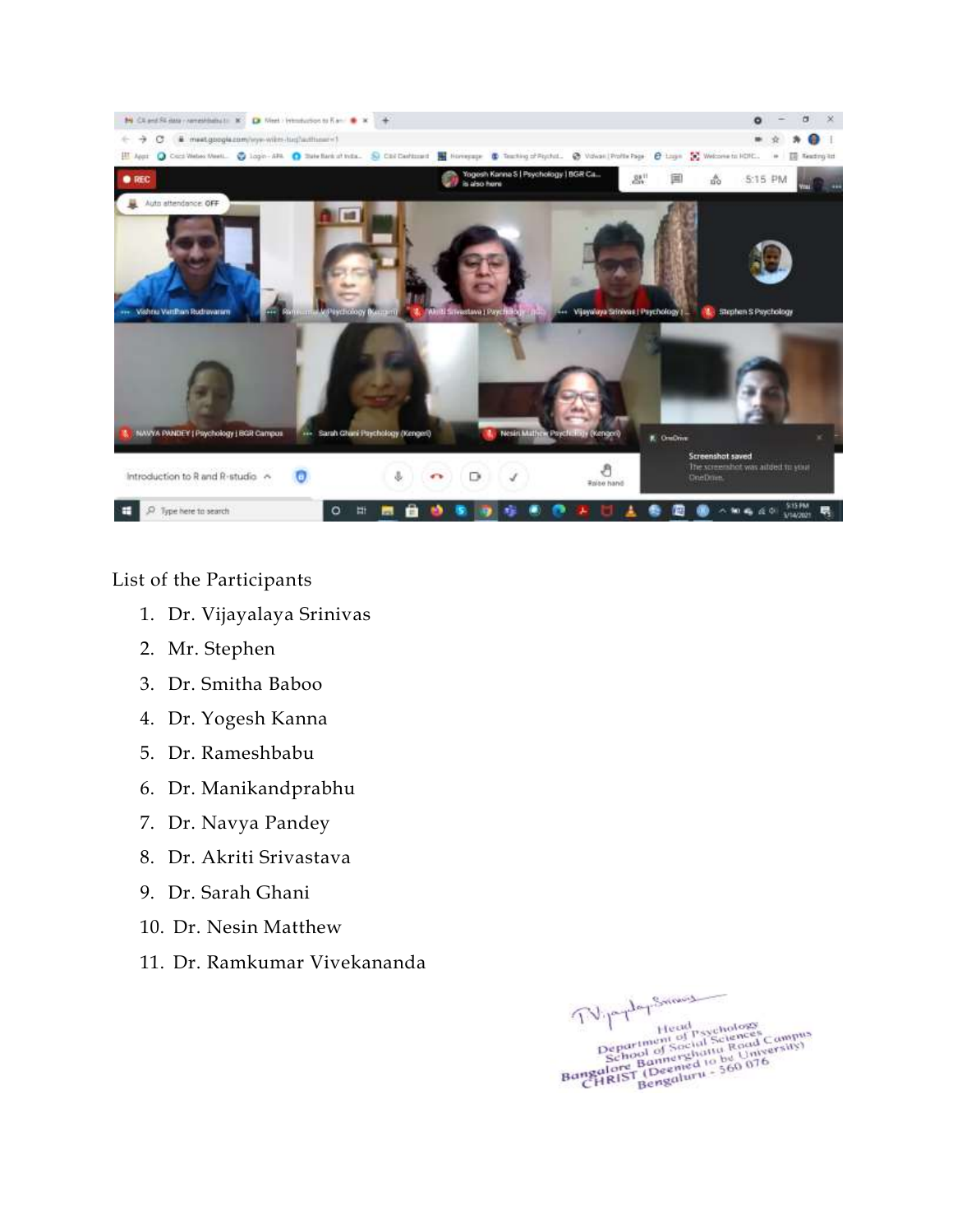List of the Participants

1. Dr. Vijayalaya Srinivas
2. Mr. Stephen
3. Dr. Smitha Baboo
4. Dr. Yogesh Kanna
5. Dr. Rameshbabu
6. Dr. Manikandprabhu
7. Dr. Navya Pandey
8. Dr. Akriti Srivastava
9. Dr. Sarah Ghani
10. Dr. Nesin Matthew
11. Dr. Ramkumar Vivekananda

Head
Department of Psychology
School of Social Sciences
Bangalore Bannerghatta Road Campus
CHRIST (Deemed to be University)
Bengaluru - 560 076